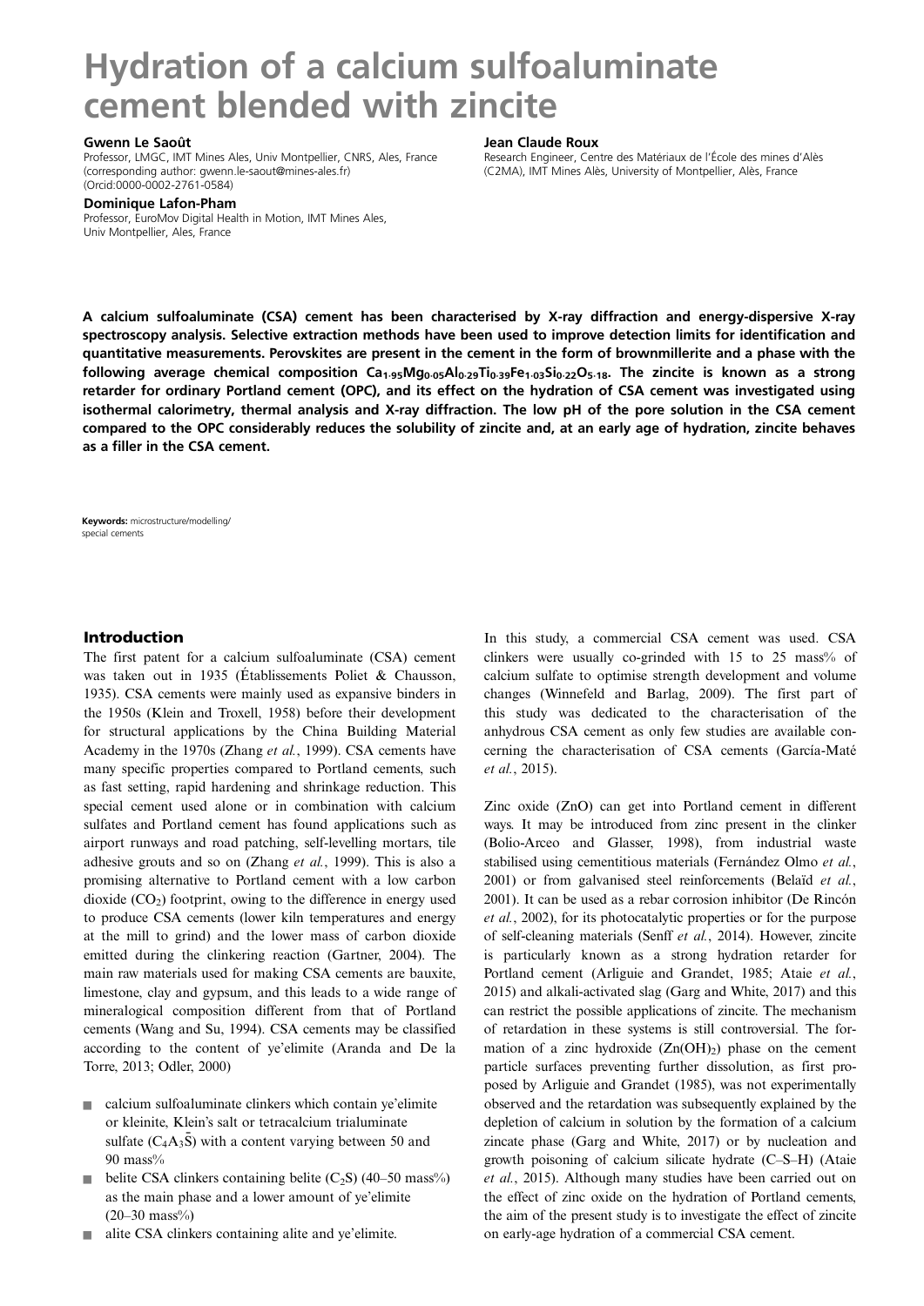# Hydration of a calcium sulfoaluminate cement blended with zincite

**Gwenn Le Saoût**
Professor, LMGC, IMT Mines Ales, Univ Montpellier, CNRS, Ales, France (corresponding author: gwenn.le-saout@mines-ales.fr) (Orcid:0000-0002-2761-0584)

**Dominique Lafon-Pham**
Professor, EuroMov Digital Health in Motion, IMT Mines Ales, Univ Montpellier, Ales, France

**Jean Claude Roux**
Research Engineer, Centre des Matériaux de l'École des mines d'Alès (C2MA), IMT Mines Alès, University of Montpellier, Alès, France

**A calcium sulfoaluminate (CSA) cement has been characterised by X-ray diffraction and energy-dispersive X-ray spectroscopy analysis. Selective extraction methods have been used to improve detection limits for identification and quantitative measurements. Perovskites are present in the cement in the form of brownmillerite and a phase with the following average chemical composition $Ca_{1 \cdot 95}Mg_{0 \cdot 05}Al_{0 \cdot 29}Ti_{0 \cdot 39}Fe_{1 \cdot 03}Si_{0 \cdot 22}O_{5 \cdot 18}$. The zincite is known as a strong retarder for ordinary Portland cement (OPC), and its effect on the hydration of CSA cement was investigated using isothermal calorimetry, thermal analysis and X-ray diffraction. The low pH of the pore solution in the CSA cement compared to the OPC considerably reduces the solubility of zincite and, at an early age of hydration, zincite behaves as a filler in the CSA cement.**

**Keywords:** microstructure/modelling/ special cements

## Introduction

The first patent for a calcium sulfoaluminate (CSA) cement was taken out in 1935 (Établissements Poliet & Chausson, 1935). CSA cements were mainly used as expansive binders in the 1950s (Klein and Troxell, 1958) before their development for structural applications by the China Building Material Academy in the 1970s (Zhang *et al.*, 1999). CSA cements have many specific properties compared to Portland cements, such as fast setting, rapid hardening and shrinkage reduction. This special cement used alone or in combination with calcium sulfates and Portland cement has found applications such as airport runways and road patching, self-levelling mortars, tile adhesive grouts and so on (Zhang *et al.*, 1999). This is also a promising alternative to Portland cement with a low carbon dioxide ($CO_2$) footprint, owing to the difference in energy used to produce CSA cements (lower kiln temperatures and energy at the mill to grind) and the lower mass of carbon dioxide emitted during the clinkering reaction (Gartner, 2004). The main raw materials used for making CSA cements are bauxite, limestone, clay and gypsum, and this leads to a wide range of mineralogical composition different from that of Portland cements (Wang and Su, 1994). CSA cements may be classified according to the content of ye'elimite (Aranda and De la Torre, 2013; Odler, 2000)

- calcium sulfoaluminate clinkers which contain ye'elimite or kleinite, Klein's salt or tetracalcium trialuminate sulfate ($C_4A_3\bar{S}$) with a content varying between 50 and 90 mass%
- belite CSA clinkers containing belite ($C_2S$) (40–50 mass%) as the main phase and a lower amount of ye'elimite (20–30 mass%)
- alite CSA clinkers containing alite and ye'elimite.

In this study, a commercial CSA cement was used. CSA clinkers were usually co-grinded with 15 to 25 mass% of calcium sulfate to optimise strength development and volume changes (Winnefeld and Barlag, 2009). The first part of this study was dedicated to the characterisation of the anhydrous CSA cement as only few studies are available concerning the characterisation of CSA cements (García-Maté *et al.*, 2015).

Zinc oxide (ZnO) can get into Portland cement in different ways. It may be introduced from zinc present in the clinker (Bolio-Arceo and Glasser, 1998), from industrial waste stabilised using cementitious materials (Fernández Olmo *et al.*, 2001) or from galvanised steel reinforcements (Belaïd *et al.*, 2001). It can be used as a rebar corrosion inhibitor (De Rincón *et al.*, 2002), for its photocatalytic properties or for the purpose of self-cleaning materials (Senff *et al.*, 2014). However, zincite is particularly known as a strong hydration retarder for Portland cement (Arliguie and Grandet, 1985; Ataie *et al.*, 2015) and alkali-activated slag (Garg and White, 2017) and this can restrict the possible applications of zincite. The mechanism of retardation in these systems is still controversial. The formation of a zinc hydroxide ($Zn(OH)_2$) phase on the cement particle surfaces preventing further dissolution, as first proposed by Arliguie and Grandet (1985), was not experimentally observed and the retardation was subsequently explained by the depletion of calcium in solution by the formation of a calcium zincate phase (Garg and White, 2017) or by nucleation and growth poisoning of calcium silicate hydrate (C–S–H) (Ataie *et al.*, 2015). Although many studies have been carried out on the effect of zinc oxide on the hydration of Portland cements, the aim of the present study is to investigate the effect of zincite on early-age hydration of a commercial CSA cement.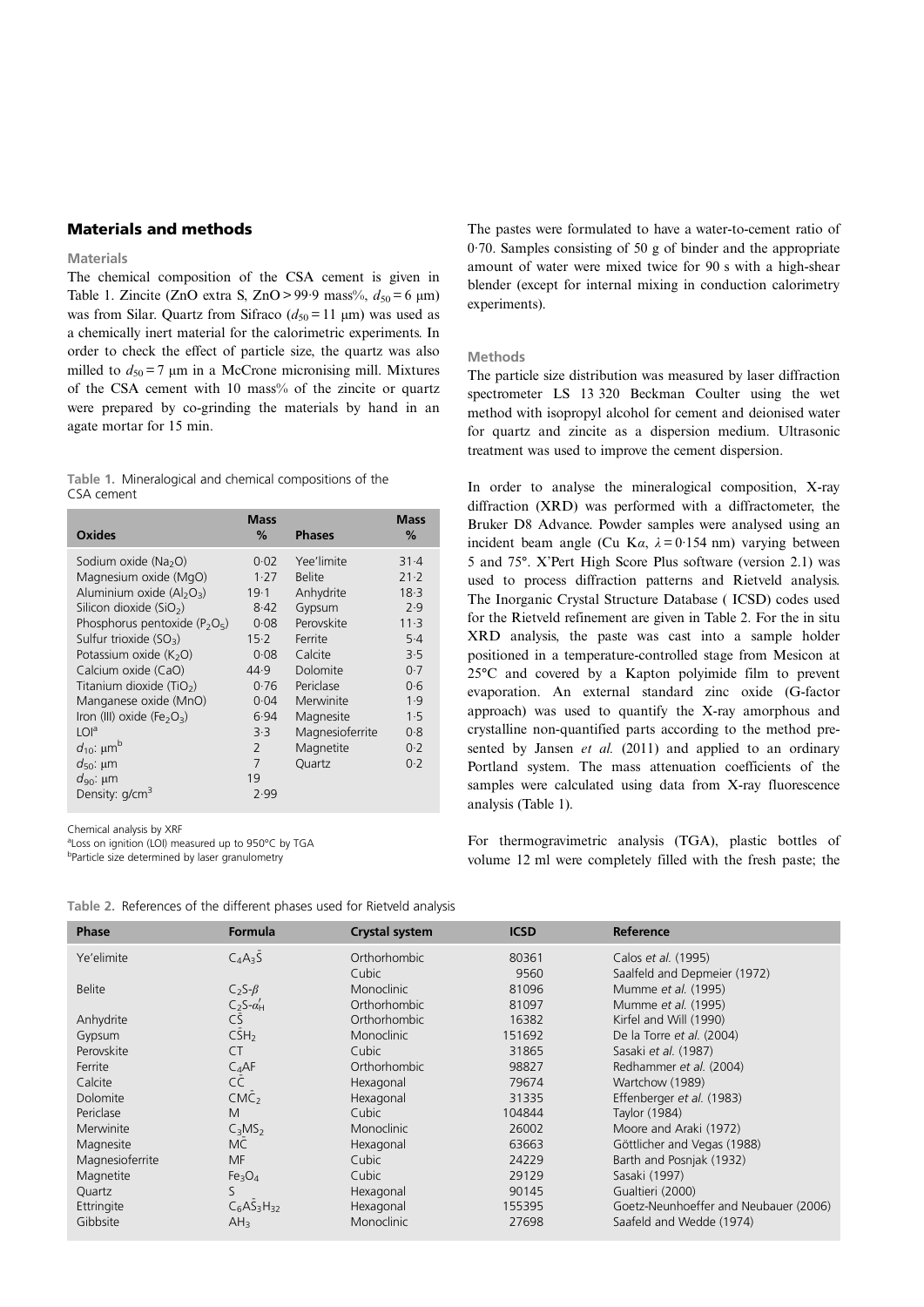## Materials and methods

### Materials

The chemical composition of the CSA cement is given in Table 1. Zincite (ZnO extra S, ZnO > 99·9 mass%, $d_{50} = 6$ μm) was from Silar. Quartz from Sifraco ($d_{50} = 11$ μm) was used as a chemically inert material for the calorimetric experiments. In order to check the effect of particle size, the quartz was also milled to $d_{50} = 7$ μm in a McCrone micronising mill. Mixtures of the CSA cement with 10 mass% of the zincite or quartz were prepared by co-grinding the materials by hand in an agate mortar for 15 min.

Table 1. Mineralogical and chemical compositions of the CSA cement

| Oxides | Mass % | Phases | Mass % |
|---|---|---|---|
| Sodium oxide ($Na_2O$) | 0·02 | Yee'limite | 31·4 |
| Magnesium oxide (MgO) | 1·27 | Belite | 21·2 |
| Aluminium oxide ($Al_2O_3$) | 19·1 | Anhydrite | 18·3 |
| Silicon dioxide ($SiO_2$) | 8·42 | Gypsum | 2·9 |
| Phosphorus pentoxide ($P_2O_5$) | 0·08 | Perovskite | 11·3 |
| Sulfur trioxide ($SO_3$) | 15·2 | Ferrite | 5·4 |
| Potassium oxide ($K_2O$) | 0·08 | Calcite | 3·5 |
| Calcium oxide (CaO) | 44·9 | Dolomite | 0·7 |
| Titanium dioxide ($TiO_2$) | 0·76 | Periclase | 0·6 |
| Manganese oxide (MnO) | 0·04 | Merwinite | 1·9 |
| Iron (III) oxide ($Fe_2O_3$) | 6·94 | Magnesite | 1·5 |
| LOI[a] | 3·3 | Magnesioferrite | 0·8 |
| $d_{10}$: μm[b] | 2 | Magnetite | 0·2 |
| $d_{50}$: μm | 7 | Quartz | 0·2 |
| $d_{90}$: μm | 19 | | |
| Density: g/cm$^3$ | 2·99 | | |

Chemical analysis by XRF
[a]Loss on ignition (LOI) measured up to 950°C by TGA
[b]Particle size determined by laser granulometry

The pastes were formulated to have a water-to-cement ratio of 0·70. Samples consisting of 50 g of binder and the appropriate amount of water were mixed twice for 90 s with a high-shear blender (except for internal mixing in conduction calorimetry experiments).

### Methods

The particle size distribution was measured by laser diffraction spectrometer LS 13 320 Beckman Coulter using the wet method with isopropyl alcohol for cement and deionised water for quartz and zincite as a dispersion medium. Ultrasonic treatment was used to improve the cement dispersion.

In order to analyse the mineralogical composition, X-ray diffraction (XRD) was performed with a diffractometer, the Bruker D8 Advance. Powder samples were analysed using an incident beam angle (Cu K$\alpha$, $\lambda = 0{\cdot}154$ nm) varying between 5 and 75°. X'Pert High Score Plus software (version 2.1) was used to process diffraction patterns and Rietveld analysis. The Inorganic Crystal Structure Database ( ICSD) codes used for the Rietveld refinement are given in Table 2. For the in situ XRD analysis, the paste was cast into a sample holder positioned in a temperature-controlled stage from Mesicon at 25°C and covered by a Kapton polyimide film to prevent evaporation. An external standard zinc oxide (G-factor approach) was used to quantify the X-ray amorphous and crystalline non-quantified parts according to the method presented by Jansen *et al.* (2011) and applied to an ordinary Portland system. The mass attenuation coefficients of the samples were calculated using data from X-ray fluorescence analysis (Table 1).

For thermogravimetric analysis (TGA), plastic bottles of volume 12 ml were completely filled with the fresh paste; the

Table 2. References of the different phases used for Rietveld analysis

| Phase | Formula | Crystal system | ICSD | Reference |
|---|---|---|---|---|
| Ye'elimite | $C_4A_3\bar{S}$ | Orthorhombic | 80361 | Calos *et al.* (1995) |
| | | Cubic | 9560 | Saalfeld and Depmeier (1972) |
| Belite | $C_2S$-$\beta$ | Monoclinic | 81096 | Mumme *et al.* (1995) |
| | $C_2S$-$\alpha'_H$ | Orthorhombic | 81097 | Mumme *et al.* (1995) |
| Anhydrite | $C\bar{S}$ | Orthorhombic | 16382 | Kirfel and Will (1990) |
| Gypsum | $C\bar{S}H_2$ | Monoclinic | 151692 | De la Torre *et al.* (2004) |
| Perovskite | CT | Cubic | 31865 | Sasaki *et al.* (1987) |
| Ferrite | $C_4AF$ | Orthorhombic | 98827 | Redhammer *et al.* (2004) |
| Calcite | $C\bar{C}$ | Hexagonal | 79674 | Wartchow (1989) |
| Dolomite | $CM\bar{C}_2$ | Hexagonal | 31335 | Effenberger *et al.* (1983) |
| Periclase | M | Cubic | 104844 | Taylor (1984) |
| Merwinite | $C_3MS_2$ | Monoclinic | 26002 | Moore and Araki (1972) |
| Magnesite | $M\bar{C}$ | Hexagonal | 63663 | Göttlicher and Vegas (1988) |
| Magnesioferrite | MF | Cubic | 24229 | Barth and Posnjak (1932) |
| Magnetite | $Fe_3O_4$ | Cubic | 29129 | Sasaki (1997) |
| Quartz | S | Hexagonal | 90145 | Gualtieri (2000) |
| Ettringite | $C_6A\bar{S}_3H_{32}$ | Hexagonal | 155395 | Goetz-Neunhoeffer and Neubauer (2006) |
| Gibbsite | $AH_3$ | Monoclinic | 27698 | Saafeld and Wedde (1974) |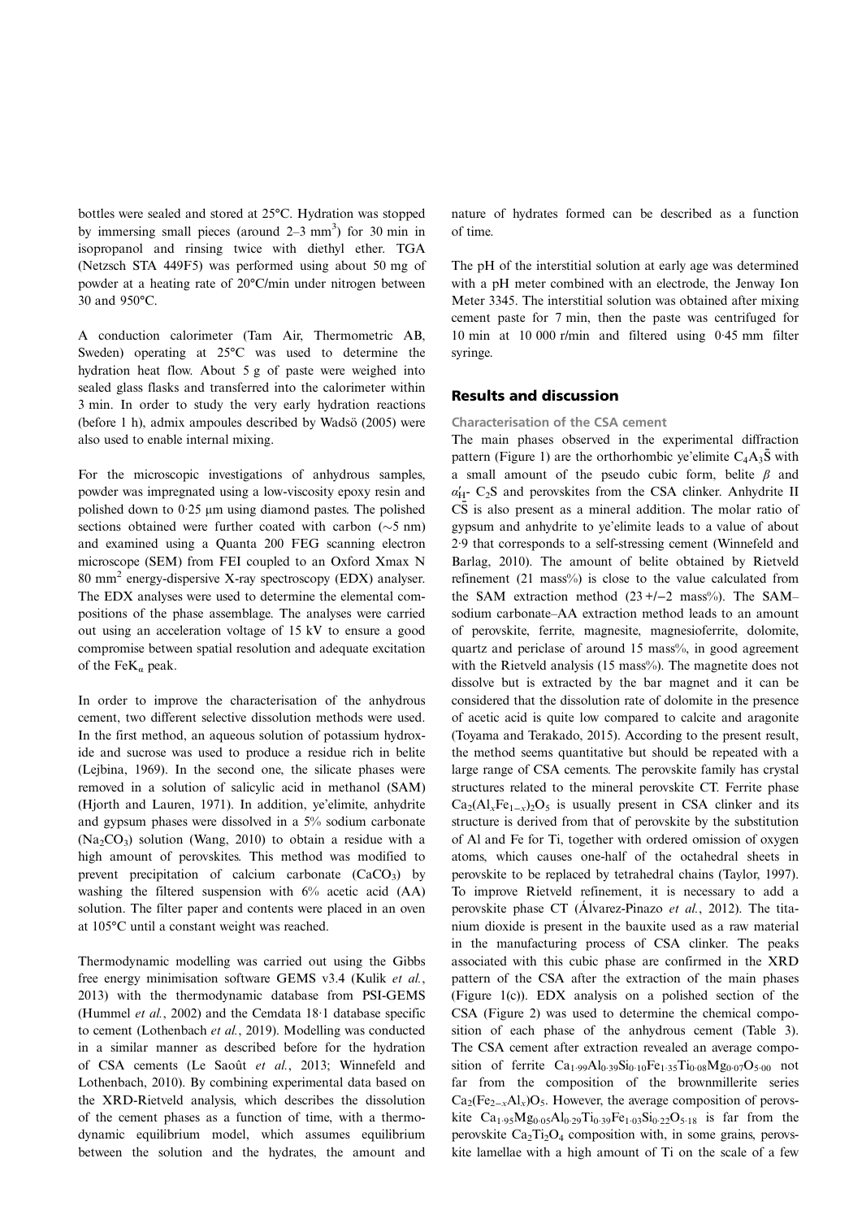bottles were sealed and stored at 25°C. Hydration was stopped by immersing small pieces (around 2–3 $mm^3$) for 30 min in isopropanol and rinsing twice with diethyl ether. TGA (Netzsch STA 449F5) was performed using about 50 mg of powder at a heating rate of 20°C/min under nitrogen between 30 and 950°C.

A conduction calorimeter (Tam Air, Thermometric AB, Sweden) operating at 25°C was used to determine the hydration heat flow. About 5 g of paste were weighed into sealed glass flasks and transferred into the calorimeter within 3 min. In order to study the very early hydration reactions (before 1 h), admix ampoules described by Wadsö (2005) were also used to enable internal mixing.

For the microscopic investigations of anhydrous samples, powder was impregnated using a low-viscosity epoxy resin and polished down to 0·25 μm using diamond pastes. The polished sections obtained were further coated with carbon (~5 nm) and examined using a Quanta 200 FEG scanning electron microscope (SEM) from FEI coupled to an Oxford Xmax N 80 $mm^2$ energy-dispersive X-ray spectroscopy (EDX) analyser. The EDX analyses were used to determine the elemental compositions of the phase assemblage. The analyses were carried out using an acceleration voltage of 15 kV to ensure a good compromise between spatial resolution and adequate excitation of the $FeK_{\alpha}$ peak.

In order to improve the characterisation of the anhydrous cement, two different selective dissolution methods were used. In the first method, an aqueous solution of potassium hydroxide and sucrose was used to produce a residue rich in belite (Lejbina, 1969). In the second one, the silicate phases were removed in a solution of salicylic acid in methanol (SAM) (Hjorth and Lauren, 1971). In addition, ye'elimite, anhydrite and gypsum phases were dissolved in a 5% sodium carbonate ($Na_2CO_3$) solution (Wang, 2010) to obtain a residue with a high amount of perovskites. This method was modified to prevent precipitation of calcium carbonate ($CaCO_3$) by washing the filtered suspension with 6% acetic acid (AA) solution. The filter paper and contents were placed in an oven at 105°C until a constant weight was reached.

Thermodynamic modelling was carried out using the Gibbs free energy minimisation software GEMS v3.4 (Kulik *et al.*, 2013) with the thermodynamic database from PSI-GEMS (Hummel *et al.*, 2002) and the Cemdata 18·1 database specific to cement (Lothenbach *et al.*, 2019). Modelling was conducted in a similar manner as described before for the hydration of CSA cements (Le Saoût *et al.*, 2013; Winnefeld and Lothenbach, 2010). By combining experimental data based on the XRD-Rietveld analysis, which describes the dissolution of the cement phases as a function of time, with a thermodynamic equilibrium model, which assumes equilibrium between the solution and the hydrates, the amount and nature of hydrates formed can be described as a function of time.

The pH of the interstitial solution at early age was determined with a pH meter combined with an electrode, the Jenway Ion Meter 3345. The interstitial solution was obtained after mixing cement paste for 7 min, then the paste was centrifuged for 10 min at 10 000 r/min and filtered using 0·45 mm filter syringe.

## Results and discussion

### Characterisation of the CSA cement

The main phases observed in the experimental diffraction pattern (Figure 1) are the orthorhombic ye'elimite $C_4A_3\bar{S}$ with a small amount of the pseudo cubic form, belite $\beta$ and $\alpha'_H$- $C_2S$ and perovskites from the CSA clinker. Anhydrite II $C\bar{S}$ is also present as a mineral addition. The molar ratio of gypsum and anhydrite to ye'elimite leads to a value of about 2·9 that corresponds to a self-stressing cement (Winnefeld and Barlag, 2010). The amount of belite obtained by Rietveld refinement (21 mass%) is close to the value calculated from the SAM extraction method (23 +/−2 mass%). The SAM–sodium carbonate–AA extraction method leads to an amount of perovskite, ferrite, magnesite, magnesioferrite, dolomite, quartz and periclase of around 15 mass%, in good agreement with the Rietveld analysis (15 mass%). The magnetite does not dissolve but is extracted by the bar magnet and it can be considered that the dissolution rate of dolomite in the presence of acetic acid is quite low compared to calcite and aragonite (Toyama and Terakado, 2015). According to the present result, the method seems quantitative but should be repeated with a large range of CSA cements. The perovskite family has crystal structures related to the mineral perovskite CT. Ferrite phase $Ca_2(Al_xFe_{1-x})_2O_5$ is usually present in CSA clinker and its structure is derived from that of perovskite by the substitution of Al and Fe for Ti, together with ordered omission of oxygen atoms, which causes one-half of the octahedral sheets in perovskite to be replaced by tetrahedral chains (Taylor, 1997). To improve Rietveld refinement, it is necessary to add a perovskite phase CT (Álvarez-Pinazo *et al.*, 2012). The titanium dioxide is present in the bauxite used as a raw material in the manufacturing process of CSA clinker. The peaks associated with this cubic phase are confirmed in the XRD pattern of the CSA after the extraction of the main phases (Figure 1(c)). EDX analysis on a polished section of the CSA (Figure 2) was used to determine the chemical composition of each phase of the anhydrous cement (Table 3). The CSA cement after extraction revealed an average composition of ferrite $Ca_{1\cdot99}Al_{0\cdot39}Si_{0\cdot10}Fe_{1\cdot35}Ti_{0\cdot08}Mg_{0\cdot07}O_{5\cdot00}$ not far from the composition of the brownmillerite series $Ca_2(Fe_{2-x}Al_x)O_5$. However, the average composition of perovskite $Ca_{1\cdot95}Mg_{0\cdot05}Al_{0\cdot29}Ti_{0\cdot39}Fe_{1\cdot03}Si_{0\cdot22}O_{5\cdot18}$ is far from the perovskite $Ca_2Ti_2O_4$ composition with, in some grains, perovskite lamellae with a high amount of Ti on the scale of a few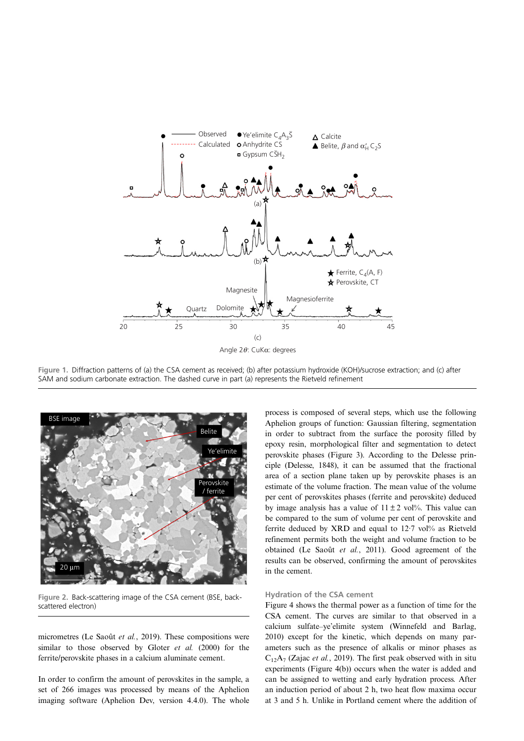Figure 1. Diffraction patterns of (a) the CSA cement as received; (b) after potassium hydroxide (KOH)/sucrose extraction; and (c) after SAM and sodium carbonate extraction. The dashed curve in part (a) represents the Rietveld refinement

Figure 2. Back-scattering image of the CSA cement (BSE, back-scattered electron)

micrometres (Le Saoût *et al.*, 2019). These compositions were similar to those observed by Gloter *et al.* (2000) for the ferrite/perovskite phases in a calcium aluminate cement.

In order to confirm the amount of perovskites in the sample, a set of 266 images was processed by means of the Aphelion imaging software (Aphelion Dev, version 4.4.0). The whole process is composed of several steps, which use the following Aphelion groups of function: Gaussian filtering, segmentation in order to subtract from the surface the porosity filled by epoxy resin, morphological filter and segmentation to detect perovskite phases (Figure 3). According to the Delesse principle (Delesse, 1848), it can be assumed that the fractional area of a section plane taken up by perovskite phases is an estimate of the volume fraction. The mean value of the volume per cent of perovskites phases (ferrite and perovskite) deduced by image analysis has a value of $11 \pm 2$ vol%. This value can be compared to the sum of volume per cent of perovskite and ferrite deduced by XRD and equal to 12·7 vol% as Rietveld refinement permits both the weight and volume fraction to be obtained (Le Saoût *et al.*, 2011). Good agreement of the results can be observed, confirming the amount of perovskites in the cement.

### Hydration of the CSA cement

Figure 4 shows the thermal power as a function of time for the CSA cement. The curves are similar to that observed in a calcium sulfate–ye'elimite system (Winnefeld and Barlag, 2010) except for the kinetic, which depends on many parameters such as the presence of alkalis or minor phases as $C_{12}A_7$ (Zajac *et al.*, 2019). The first peak observed with in situ experiments (Figure 4(b)) occurs when the water is added and can be assigned to wetting and early hydration process. After an induction period of about 2 h, two heat flow maxima occur at 3 and 5 h. Unlike in Portland cement where the addition of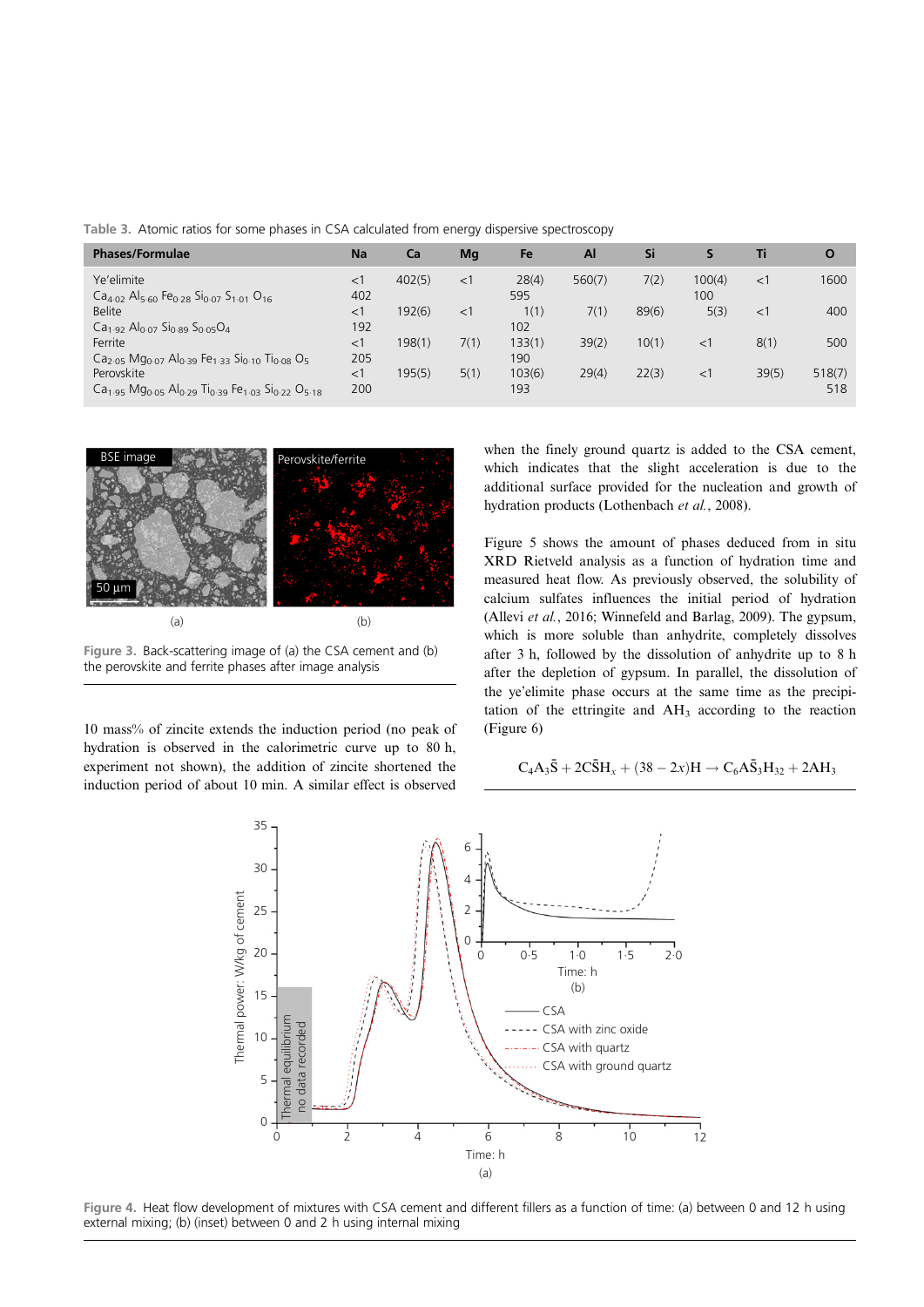Table 3. Atomic ratios for some phases in CSA calculated from energy dispersive spectroscopy

| Phases/Formulae | Na | Ca | Mg | Fe | Al | Si | S | Ti | O |
|---|---|---|---|---|---|---|---|---|---|
| Ye'elimite | <1 | 402(5) | <1 | 28(4) | 560(7) | 7(2) | 100(4) | <1 | 1600 |
| $Ca_{4\cdot02}$ $Al_{5\cdot60}$ $Fe_{0\cdot28}$ $Si_{0\cdot07}$ $S_{1\cdot01}$ $O_{16}$ | 402 | | | 595 | | | 100 | | |
| Belite | <1 | 192(6) | <1 | 1(1) | 7(1) | 89(6) | 5(3) | <1 | 400 |
| $Ca_{1\cdot92}$ $Al_{0\cdot07}$ $Si_{0\cdot89}$ $S_{0\cdot05}O_4$ | 192 | | | 102 | | | | | |
| Ferrite | <1 | 198(1) | 7(1) | 133(1) | 39(2) | 10(1) | <1 | 8(1) | 500 |
| $Ca_{2\cdot05}$ $Mg_{0\cdot07}$ $Al_{0\cdot39}$ $Fe_{1\cdot33}$ $Si_{0\cdot10}$ $Ti_{0\cdot08}$ $O_5$ | 205 | | | 190 | | | | | |
| Perovskite | <1 | 195(5) | 5(1) | 103(6) | 29(4) | 22(3) | <1 | 39(5) | 518(7) |
| $Ca_{1\cdot95}$ $Mg_{0\cdot05}$ $Al_{0\cdot29}$ $Ti_{0\cdot39}$ $Fe_{1\cdot03}$ $Si_{0\cdot22}$ $O_{5\cdot18}$ | 200 | | | 193 | | | | | 518 |

Figure 3. Back-scattering image of (a) the CSA cement and (b) the perovskite and ferrite phases after image analysis

10 mass% of zincite extends the induction period (no peak of hydration is observed in the calorimetric curve up to 80 h, experiment not shown), the addition of zincite shortened the induction period of about 10 min. A similar effect is observed when the finely ground quartz is added to the CSA cement, which indicates that the slight acceleration is due to the additional surface provided for the nucleation and growth of hydration products (Lothenbach *et al.*, 2008).

Figure 5 shows the amount of phases deduced from in situ XRD Rietveld analysis as a function of hydration time and measured heat flow. As previously observed, the solubility of calcium sulfates influences the initial period of hydration (Allevi *et al.*, 2016; Winnefeld and Barlag, 2009). The gypsum, which is more soluble than anhydrite, completely dissolves after 3 h, followed by the dissolution of anhydrite up to 8 h after the depletion of gypsum. In parallel, the dissolution of the ye'elimite phase occurs at the same time as the precipitation of the ettringite and $AH_3$ according to the reaction (Figure 6)

$$C_4A_3\bar{S} + 2C\bar{S}H_x + (38 - 2x)H \rightarrow C_6A\bar{S}_3H_{32} + 2AH_3$$

Figure 4. Heat flow development of mixtures with CSA cement and different fillers as a function of time: (a) between 0 and 12 h using external mixing; (b) (inset) between 0 and 2 h using internal mixing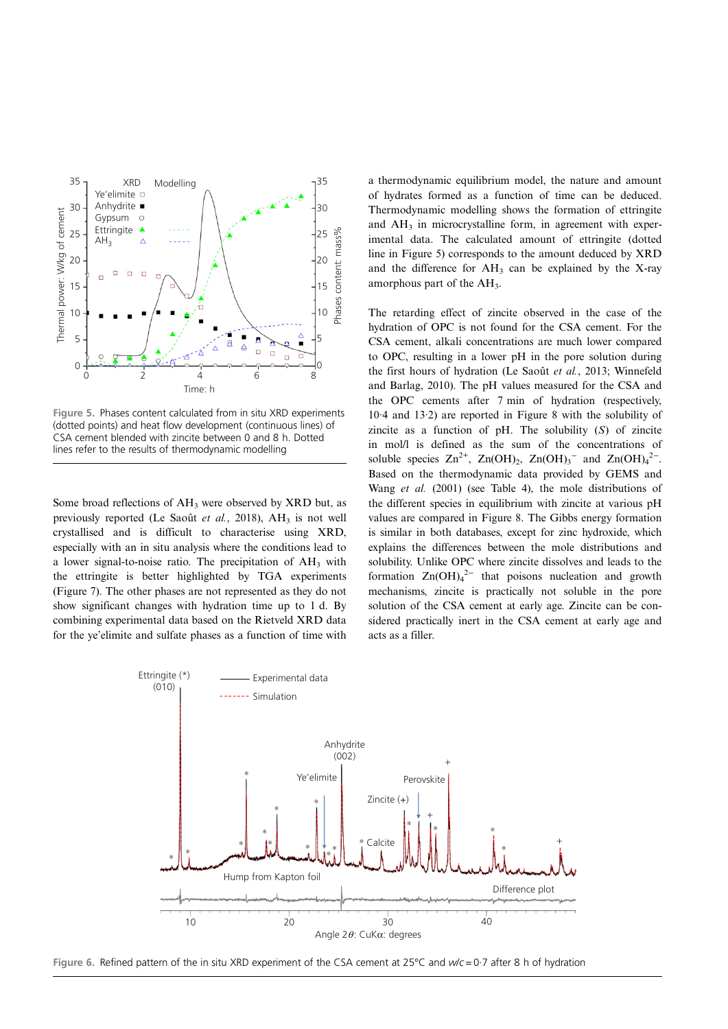Figure 5. Phases content calculated from in situ XRD experiments (dotted points) and heat flow development (continuous lines) of CSA cement blended with zincite between 0 and 8 h. Dotted lines refer to the results of thermodynamic modelling

Some broad reflections of $AH_3$ were observed by XRD but, as previously reported (Le Saoût *et al.*, 2018), $AH_3$ is not well crystallised and is difficult to characterise using XRD, especially with an in situ analysis where the conditions lead to a lower signal-to-noise ratio. The precipitation of $AH_3$ with the ettringite is better highlighted by TGA experiments (Figure 7). The other phases are not represented as they do not show significant changes with hydration time up to 1 d. By combining experimental data based on the Rietveld XRD data for the ye'elimite and sulfate phases as a function of time with a thermodynamic equilibrium model, the nature and amount of hydrates formed as a function of time can be deduced. Thermodynamic modelling shows the formation of ettringite and $AH_3$ in microcrystalline form, in agreement with experimental data. The calculated amount of ettringite (dotted line in Figure 5) corresponds to the amount deduced by XRD and the difference for $AH_3$ can be explained by the X-ray amorphous part of the $AH_3$.

The retarding effect of zincite observed in the case of the hydration of OPC is not found for the CSA cement. For the CSA cement, alkali concentrations are much lower compared to OPC, resulting in a lower pH in the pore solution during the first hours of hydration (Le Saoût *et al.*, 2013; Winnefeld and Barlag, 2010). The pH values measured for the CSA and the OPC cements after 7 min of hydration (respectively, 10·4 and 13·2) are reported in Figure 8 with the solubility of zincite as a function of pH. The solubility (*S*) of zincite in mol/l is defined as the sum of the concentrations of soluble species $Zn^{2+}$, $Zn(OH)_2$, $Zn(OH)_3^-$ and $Zn(OH)_4^{2-}$. Based on the thermodynamic data provided by GEMS and Wang *et al.* (2001) (see Table 4), the mole distributions of the different species in equilibrium with zincite at various pH values are compared in Figure 8. The Gibbs energy formation is similar in both databases, except for zinc hydroxide, which explains the differences between the mole distributions and solubility. Unlike OPC where zincite dissolves and leads to the formation $Zn(OH)_4^{2-}$ that poisons nucleation and growth mechanisms, zincite is practically not soluble in the pore solution of the CSA cement at early age. Zincite can be considered practically inert in the CSA cement at early age and acts as a filler.

Figure 6. Refined pattern of the in situ XRD experiment of the CSA cement at 25°C and $w/c = 0{\cdot}7$ after 8 h of hydration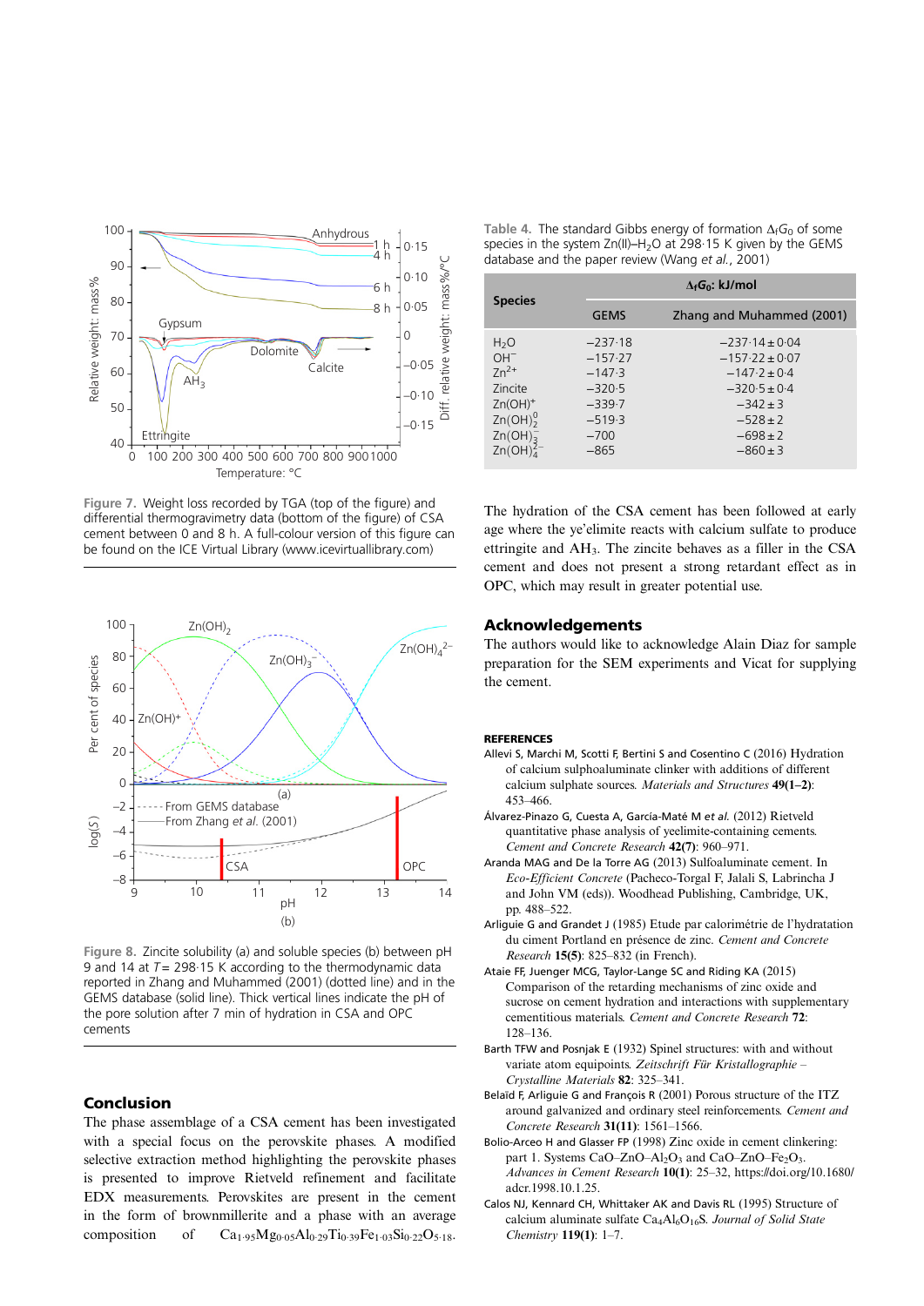Figure 7. Weight loss recorded by TGA (top of the figure) and differential thermogravimetry data (bottom of the figure) of CSA cement between 0 and 8 h. A full-colour version of this figure can be found on the ICE Virtual Library (www.icevirtuallibrary.com)

Figure 8. Zincite solubility (a) and soluble species (b) between pH 9 and 14 at $T = 298{\cdot}15$ K according to the thermodynamic data reported in Zhang and Muhammed (2001) (dotted line) and in the GEMS database (solid line). Thick vertical lines indicate the pH of the pore solution after 7 min of hydration in CSA and OPC cements

## Conclusion

The phase assemblage of a CSA cement has been investigated with a special focus on the perovskite phases. A modified selective extraction method highlighting the perovskite phases is presented to improve Rietveld refinement and facilitate EDX measurements. Perovskites are present in the form of brownmillerite and a phase with an average composition of $Ca_{1{\cdot}95}Mg_{0{\cdot}05}Al_{0{\cdot}29}Ti_{0{\cdot}39}Fe_{1{\cdot}03}Si_{0{\cdot}22}O_{5{\cdot}18}$.

Table 4. The standard Gibbs energy of formation $\Delta_f G_0$ of some species in the system Zn(II)–$H_2O$ at 298·15 K given by the GEMS database and the paper review (Wang *et al.*, 2001)

| Species | $\Delta_f G_0$: kJ/mol | |
|---|---|---|
| | GEMS | Zhang and Muhammed (2001) |
| $H_2O$ | −237·18 | −237·14 ± 0·04 |
| $OH^-$ | −157·27 | −157·22 ± 0·07 |
| $Zn^{2+}$ | −147·3 | −147·2 ± 0·4 |
| Zincite | −320·5 | −320·5 ± 0·4 |
| $Zn(OH)^+$ | −339·7 | −342 ± 3 |
| $Zn(OH)_2^0$ | −519·3 | −528 ± 2 |
| $Zn(OH)_3^-$ | −700 | −698 ± 2 |
| $Zn(OH)_4^{2-}$ | −865 | −860 ± 3 |

The hydration of the CSA cement has been followed at early age where the ye'elimite reacts with calcium sulfate to produce ettringite and $AH_3$. The zincite behaves as a filler in the CSA cement and does not present a strong retardant effect as in OPC, which may result in greater potential use.

## Acknowledgements

The authors would like to acknowledge Alain Diaz for sample preparation for the SEM experiments and Vicat for supplying the cement.

## REFERENCES

Allevi S, Marchi M, Scotti F, Bertini S and Cosentino C (2016) Hydration of calcium sulphoaluminate clinker with additions of different calcium sulphate sources. *Materials and Structures* **49(1–2)**: 453–466.

Álvarez-Pinazo G, Cuesta A, García-Maté M *et al.* (2012) Rietveld quantitative phase analysis of yeelimite-containing cements. *Cement and Concrete Research* **42(7)**: 960–971.

Aranda MAG and De la Torre AG (2013) Sulfoaluminate cement. In *Eco-Efficient Concrete* (Pacheco-Torgal F, Jalali S, Labrincha J and John VM (eds)). Woodhead Publishing, Cambridge, UK, pp. 488–522.

Arliguie G and Grandet J (1985) Etude par calorimétrie de l'hydratation du ciment Portland en présence de zinc. *Cement and Concrete Research* **15(5)**: 825–832 (in French).

Ataie FF, Juenger MCG, Taylor-Lange SC and Riding KA (2015) Comparison of the retarding mechanisms of zinc oxide and sucrose on cement hydration and interactions with supplementary cementitious materials. *Cement and Concrete Research* **72**: 128–136.

Barth TFW and Posnjak E (1932) Spinel structures: with and without variate atom equipoints. *Zeitschrift Für Kristallographie – Crystalline Materials* **82**: 325–341.

Belaïd F, Arliguie G and François R (2001) Porous structure of the ITZ around galvanized and ordinary steel reinforcements. *Cement and Concrete Research* **31(11)**: 1561–1566.

Bolio-Arceo H and Glasser FP (1998) Zinc oxide in cement clinkering: part 1. Systems CaO–ZnO–$Al_2O_3$ and CaO–ZnO–$Fe_2O_3$. *Advances in Cement Research* **10(1)**: 25–32, https://doi.org/10.1680/adcr.1998.10.1.25.

Calos NJ, Kennard CH, Whittaker AK and Davis RL (1995) Structure of calcium aluminate sulfate $Ca_4Al_6O_{16}S$. *Journal of Solid State Chemistry* **119(1)**: 1–7.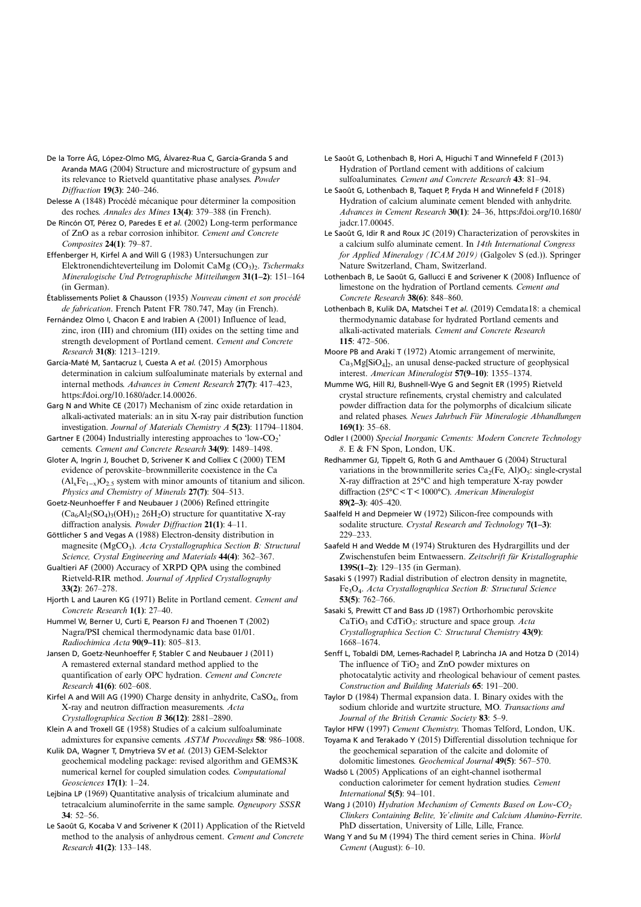De la Torre ÁG, López-Olmo MG, Álvarez-Rua C, García-Granda S and Aranda MAG (2004) Structure and microstructure of gypsum and its relevance to Rietveld quantitative phase analyses. *Powder Diffraction* **19(3)**: 240–246.

Delesse A (1848) Procédé mécanique pour déterminer la composition des roches. *Annales des Mines* **13(4)**: 379–388 (in French).

De Rincón OT, Pérez O, Paredes E *et al.* (2002) Long-term performance of ZnO as a rebar corrosion inhibitor. *Cement and Concrete Composites* **24(1)**: 79–87.

Effenberger H, Kirfel A and Will G (1983) Untersuchungen zur Elektronendichteverteilung im Dolomit CaMg $(CO_3)_2$. *Tschermaks Mineralogische Und Petrographische Mitteilungen* **31(1–2)**: 151–164 (in German).

Établissements Poliet & Chausson (1935) *Nouveau ciment et son procédé de fabrication*. French Patent FR 780.747, May (in French).

Fernández Olmo I, Chacon E and Irabien A (2001) Influence of lead, zinc, iron (III) and chromium (III) oxides on the setting time and strength development of Portland cement. *Cement and Concrete Research* **31(8)**: 1213–1219.

García-Maté M, Santacruz I, Cuesta A *et al.* (2015) Amorphous determination in calcium sulfoaluminate materials by external and internal methods. *Advances in Cement Research* **27(7)**: 417–423, https://doi.org/10.1680/adcr.14.00026.

Garg N and White CE (2017) Mechanism of zinc oxide retardation in alkali-activated materials: an in situ X-ray pair distribution function investigation. *Journal of Materials Chemistry A* **5(23)**: 11794–11804.

Gartner E (2004) Industrially interesting approaches to 'low-$CO_2$' cements. *Cement and Concrete Research* **34(9)**: 1489–1498.

Gloter A, Ingrin J, Bouchet D, Scrivener K and Colliex C (2000) TEM evidence of perovskite–brownmillerite coexistence in the Ca $(Al_xFe_{1-x})O_{2.5}$ system with minor amounts of titanium and silicon. *Physics and Chemistry of Minerals* **27(7)**: 504–513.

Goetz-Neunhoeffer F and Neubauer J (2006) Refined ettringite $(Ca_6Al_2(SO_4)_3(OH)_{12}\ 26H_2O)$ structure for quantitative X-ray diffraction analysis. *Powder Diffraction* **21(1)**: 4–11.

Göttlicher S and Vegas A (1988) Electron-density distribution in magnesite $(MgCO_3)$. *Acta Crystallographica Section B: Structural Science, Crystal Engineering and Materials* **44(4)**: 362–367.

Gualtieri AF (2000) Accuracy of XRPD QPA using the combined Rietveld-RIR method. *Journal of Applied Crystallography* **33(2)**: 267–278.

Hjorth L and Lauren KG (1971) Belite in Portland cement. *Cement and Concrete Research* **1(1)**: 27–40.

Hummel W, Berner U, Curti E, Pearson FJ and Thoenen T (2002) Nagra/PSI chemical thermodynamic data base 01/01. *Radiochimica Acta* **90(9–11)**: 805–813.

Jansen D, Goetz-Neunhoeffer F, Stabler C and Neubauer J (2011) A remastered external standard method applied to the quantification of early OPC hydration. *Cement and Concrete Research* **41(6)**: 602–608.

Kirfel A and Will AG (1990) Charge density in anhydrite, $CaSO_4$, from X-ray and neutron diffraction measurements. *Acta Crystallographica Section B* **36(12)**: 2881–2890.

Klein A and Troxell GE (1958) Studies of a calcium sulfoaluminate admixtures for expansive cements. *ASTM Proceedings* **58**: 986–1008.

Kulik DA, Wagner T, Dmytrieva SV *et al.* (2013) GEM-Selektor geochemical modeling package: revised algorithm and GEMS3K numerical kernel for coupled simulation codes. *Computational Geosciences* **17(1)**: 1–24.

Lejbina LP (1969) Quantitative analysis of tricalcium aluminate and tetracalcium aluminoferrite in the same sample. *Ogneupory SSSR* **34**: 52–56.

Le Saoût G, Kocaba V and Scrivener K (2011) Application of the Rietveld method to the analysis of anhydrous cement. *Cement and Concrete Research* **41(2)**: 133–148.

Le Saoût G, Lothenbach B, Hori A, Higuchi T and Winnefeld F (2013) Hydration of Portland cement with additions of calcium sulfoaluminates. *Cement and Concrete Research* **43**: 81–94.

Le Saoût G, Lothenbach B, Taquet P, Fryda H and Winnefeld F (2018) Hydration of calcium aluminate cement blended with anhydrite. *Advances in Cement Research* **30(1)**: 24–36, https://doi.org/10.1680/jadcr.17.00045.

Le Saoût G, Idir R and Roux JC (2019) Characterization of perovskites in a calcium sulfo aluminate cement. In *14th International Congress for Applied Mineralogy (ICAM 2019)* (Galgolev S (ed.)). Springer Nature Switzerland, Cham, Switzerland.

Lothenbach B, Le Saoût G, Gallucci E and Scrivener K (2008) Influence of limestone on the hydration of Portland cements. *Cement and Concrete Research* **38(6)**: 848–860.

Lothenbach B, Kulik DA, Matschei T *et al.* (2019) Cemdata18: a chemical thermodynamic database for hydrated Portland cements and alkali-activated materials. *Cement and Concrete Research* **115**: 472–506.

Moore PB and Araki T (1972) Atomic arrangement of merwinite, $Ca_3Mg[SiO_4]_2$, an unusual dense-packed structure of geophysical interest. *American Mineralogist* **57(9–10)**: 1355–1374.

Mumme WG, Hill RJ, Bushnell-Wye G and Segnit ER (1995) Rietveld crystal structure refinements, crystal chemistry and calculated powder diffraction data for the polymorphs of dicalcium silicate and related phases. *Neues Jahrbuch Für Mineralogie Abhandlungen* **169(1)**: 35–68.

Odler I (2000) *Special Inorganic Cements: Modern Concrete Technology 8*. E & FN Spon, London, UK.

Redhammer GJ, Tippelt G, Roth G and Amthauer G (2004) Structural variations in the brownmillerite series $Ca_2(Fe, Al)O_5$: single-crystal X-ray diffraction at 25°C and high temperature X-ray powder diffraction (25°C < T < 1000°C). *American Mineralogist* **89(2–3)**: 405–420.

Saalfeld H and Depmeier W (1972) Silicon-free compounds with sodalite structure. *Crystal Research and Technology* **7(1–3)**: 229–233.

Saafeld H and Wedde M (1974) Strukturen des Hydrargillits und der Zwischenstufen beim Entwaessern. *Zeitschrift für Kristallographie* **139S(1–2)**: 129–135 (in German).

Sasaki S (1997) Radial distribution of electron density in magnetite, $Fe_3O_4$. *Acta Crystallographica Section B: Structural Science* **53(5)**: 762–766.

Sasaki S, Prewitt CT and Bass JD (1987) Orthorhombic perovskite $CaTiO_3$ and $CdTiO_3$: structure and space group. *Acta Crystallographica Section C: Structural Chemistry* **43(9)**: 1668–1674.

Senff L, Tobaldi DM, Lemes-Rachadel P, Labrincha JA and Hotza D (2014) The influence of $TiO_2$ and ZnO powder mixtures on photocatalytic activity and rheological behaviour of cement pastes. *Construction and Building Materials* **65**: 191–200.

Taylor D (1984) Thermal expansion data. I. Binary oxides with the sodium chloride and wurtzite structure, MO. *Transactions and Journal of the British Ceramic Society* **83**: 5–9.

Taylor HFW (1997) *Cement Chemistry*. Thomas Telford, London, UK.

Toyama K and Terakado Y (2015) Differential dissolution technique for the geochemical separation of the calcite and dolomite of dolomitic limestones. *Geochemical Journal* **49(5)**: 567–570.

Wadsö L (2005) Applications of an eight-channel isothermal conduction calorimeter for cement hydration studies. *Cement International* **5(5)**: 94–101.

Wang J (2010) *Hydration Mechanism of Cements Based on Low-$CO_2$ Clinkers Containing Belite, Ye'elimite and Calcium Alumino-Ferrite*. PhD dissertation, University of Lille, Lille, France.

Wang Y and Su M (1994) The third cement series in China. *World Cement* (August): 6–10.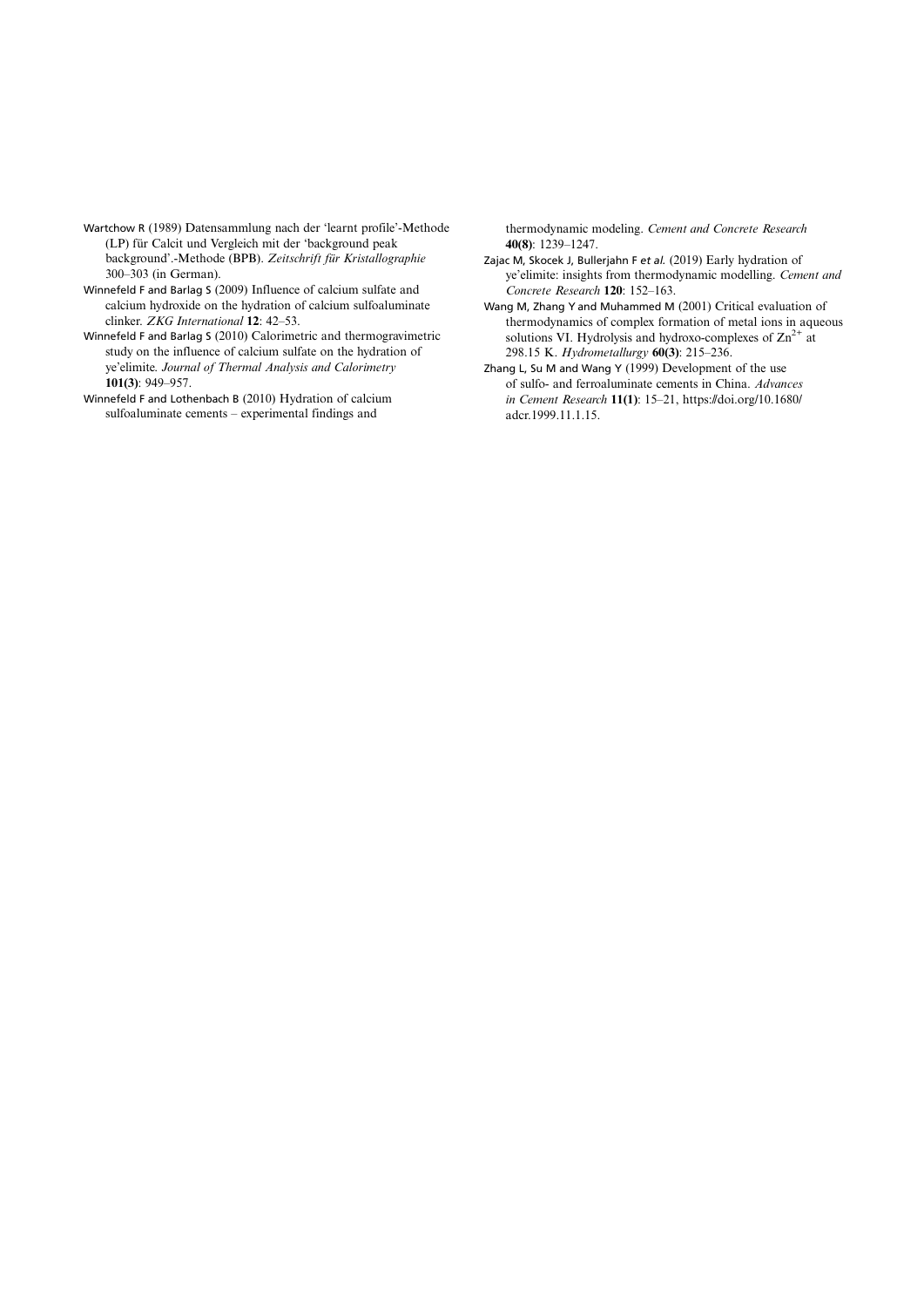Wartchow R (1989) Datensammlung nach der 'learnt profile'-Methode (LP) für Calcit und Vergleich mit der 'background peak background'.-Methode (BPB). *Zeitschrift für Kristallographie* 300–303 (in German).

Winnefeld F and Barlag S (2009) Influence of calcium sulfate and calcium hydroxide on the hydration of calcium sulfoaluminate clinker. *ZKG International* **12**: 42–53.

Winnefeld F and Barlag S (2010) Calorimetric and thermogravimetric study on the influence of calcium sulfate on the hydration of ye'elimite. *Journal of Thermal Analysis and Calorimetry* **101(3)**: 949–957.

Winnefeld F and Lothenbach B (2010) Hydration of calcium sulfoaluminate cements – experimental findings and thermodynamic modeling. *Cement and Concrete Research* **40(8)**: 1239–1247.

Zajac M, Skocek J, Bullerjahn F *et al.* (2019) Early hydration of ye'elimite: insights from thermodynamic modelling. *Cement and Concrete Research* **120**: 152–163.

Wang M, Zhang Y and Muhammed M (2001) Critical evaluation of thermodynamics of complex formation of metal ions in aqueous solutions VI. Hydrolysis and hydroxo-complexes of $Zn^{2+}$ at 298.15 K. *Hydrometallurgy* **60(3)**: 215–236.

Zhang L, Su M and Wang Y (1999) Development of the use of sulfo- and ferroaluminate cements in China. *Advances in Cement Research* **11(1)**: 15–21, https://doi.org/10.1680/adcr.1999.11.1.15.